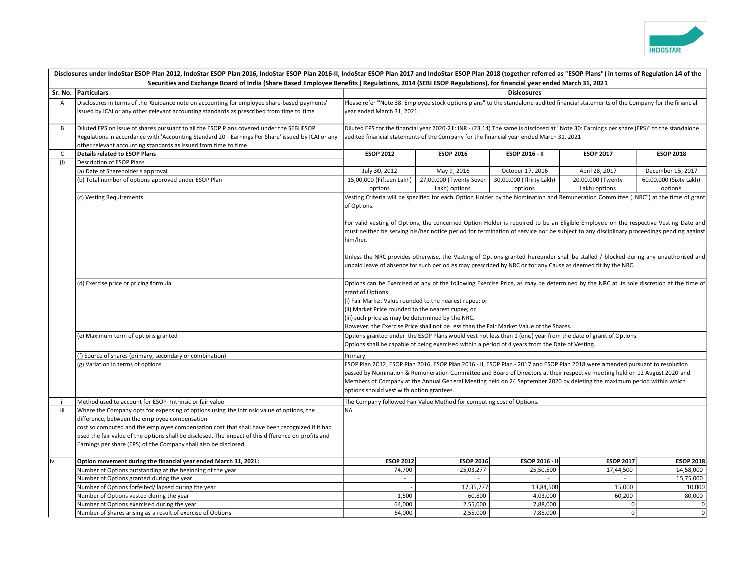| Disclosures under IndoStar ESOP Plan 2012, IndoStar ESOP Plan 2016, IndoStar ESOP Plan 2016-II, IndoStar ESOP Plan 2017 and IndoStar ESOP Plan 2018 (together referred as "ESOP Plans") in terms of Regulation 14 of the Securities and Exchange Board of India (Share Based Employee Benefits ) Regulations, 2014 (SEBI ESOP Regulations), for financial year ended March 31, 2021 | | | | | | |
|---|---|---|---|---|---|---|
| **Sr. No.** | **Particulars** | **Dislcosures** | | | | |
| A | Disclosures in terms of the 'Guidance note on accounting for employee share-based payments' issued by ICAI or any other relevant accounting standards as prescribed from time to time | Please refer "Note 38: Employee stock options plans" to the standalone audited financial statements of the Company for the financial year ended March 31, 2021. | | | | |
| B | Diluted EPS on issue of shares pursuant to all the ESOP Plans covered under the SEBI ESOP Regulations in accordance with 'Accounting Standard 20 - Earnings Per Share' issued by ICAI or any other relevant accounting standards as issued from time to time | Diluted EPS for the financial year 2020-21: INR - (23.14) The same is disclosed at "Note 30: Earnings per share (EPS)" to the standalone audited financial statements of the Company for the financial year ended March 31, 2021 | | | | |
| C | **Details related to ESOP Plans** | **ESOP 2012** | **ESOP 2016** | **ESOP 2016 - II** | **ESOP 2017** | **ESOP 2018** |
| (i) | Description of ESOP Plans | | | | | |
| | (a) Date of Shareholder's approval | July 30, 2012 | May 9, 2016 | October 17, 2016 | April 28, 2017 | December 15, 2017 |
| | (b) Total number of options approved under ESOP Plan | 15,00,000 (Fifteen Lakh) options | 27,00,000 (Twenty Seven Lakh) options | 30,00,000 (Thirty Lakh) options | 20,00,000 (Twenty Lakh) options | 60,00,000 (Sixty Lakh) options |
| | (c) Vesting Requirements | Vesting Criteria will be specified for each Option Holder by the Nomination and Remuneration Committee ("NRC") at the time of grant of Options.<br><br>For valid vesting of Options, the concerned Option Holder is required to be an Eligible Employee on the respective Vesting Date and must neither be serving his/her notice period for termination of service nor be subject to any disciplinary proceedings pending against him/her.<br><br>Unless the NRC provides otherwise, the Vesting of Options granted hereunder shall be stalled / blocked during any unauthorised and unpaid leave of absence for such period as may prescribed by NRC or for any Cause as deemed fit by the NRC. | | | | |
| | (d) Exercise price or pricing formula | Options can be Exercised at any of the following Exercise Price, as may be determined by the NRC at its sole discretion at the time of grant of Options:<br>(i) Fair Market Value rounded to the nearest rupee; or<br>(ii) Market Price rounded to the nearest rupee; or<br>(iii) such price as may be determined by the NRC.<br>However, the Exercise Price shall not be less than the Fair Market Value of the Shares. | | | | |
| | (e) Maximum term of options granted | Options granted under the ESOP Plans would vest not less than 1 (one) year from the date of grant of Options.<br>Options shall be capable of being exercised within a period of 4 years from the Date of Vesting. | | | | |
| | (f) Source of shares (primary, secondary or combination) | Primary | | | | |
| | (g) Variation in terms of options | ESOP Plan 2012, ESOP Plan 2016, ESOP Plan 2016 - II, ESOP Plan - 2017 and ESOP Plan 2018 were amended pursuant to resolution passed by Nomination & Remuneration Committee and Board of Directors at their respective meeting held on 12 August 2020 and Members of Company at the Annual General Meeting held on 24 September 2020 by deleting the maximum period within which options should vest with option grantees. | | | | |
| ii | Method used to account for ESOP- Intrinsic or fair value | The Company followed Fair Value Method for computing cost of Options. | | | | |
| iii | Where the Company opts for expensing of options using the intrinsic value of options, the difference, between the employee compensation cost so computed and the employee compensation cost that shall have been recognized if it had used the fair value of the options shall be disclosed. The impact of this difference on profits and Earnings per share (EPS) of the Company shall also be disclosed | NA | | | | |
| iv | **Option movement during the financial year ended March 31, 2021:** | **ESOP 2012** | **ESOP 2016** | **ESOP 2016 - II** | **ESOP 2017** | **ESOP 2018** |
| | Number of Options outstanding at the beginning of the year | 74,700 | 25,03,277 | 25,50,500 | 17,44,500 | 14,58,000 |
| | Number of Options granted during the year | - | - | - | - | 15,75,000 |
| | Number of Options forfeited/ lapsed during the year | - | 17,35,777 | 13,84,500 | 15,000 | 10,000 |
| | Number of Options vested during the year | 1,500 | 60,800 | 4,03,000 | 60,200 | 80,000 |
| | Number of Options exercised during the year | 64,000 | 2,55,000 | 7,88,000 | 0 | 0 |
| | Number of Shares arising as a result of exercise of Options | 64,000 | 2,55,000 | 7,88,000 | 0 | 0 |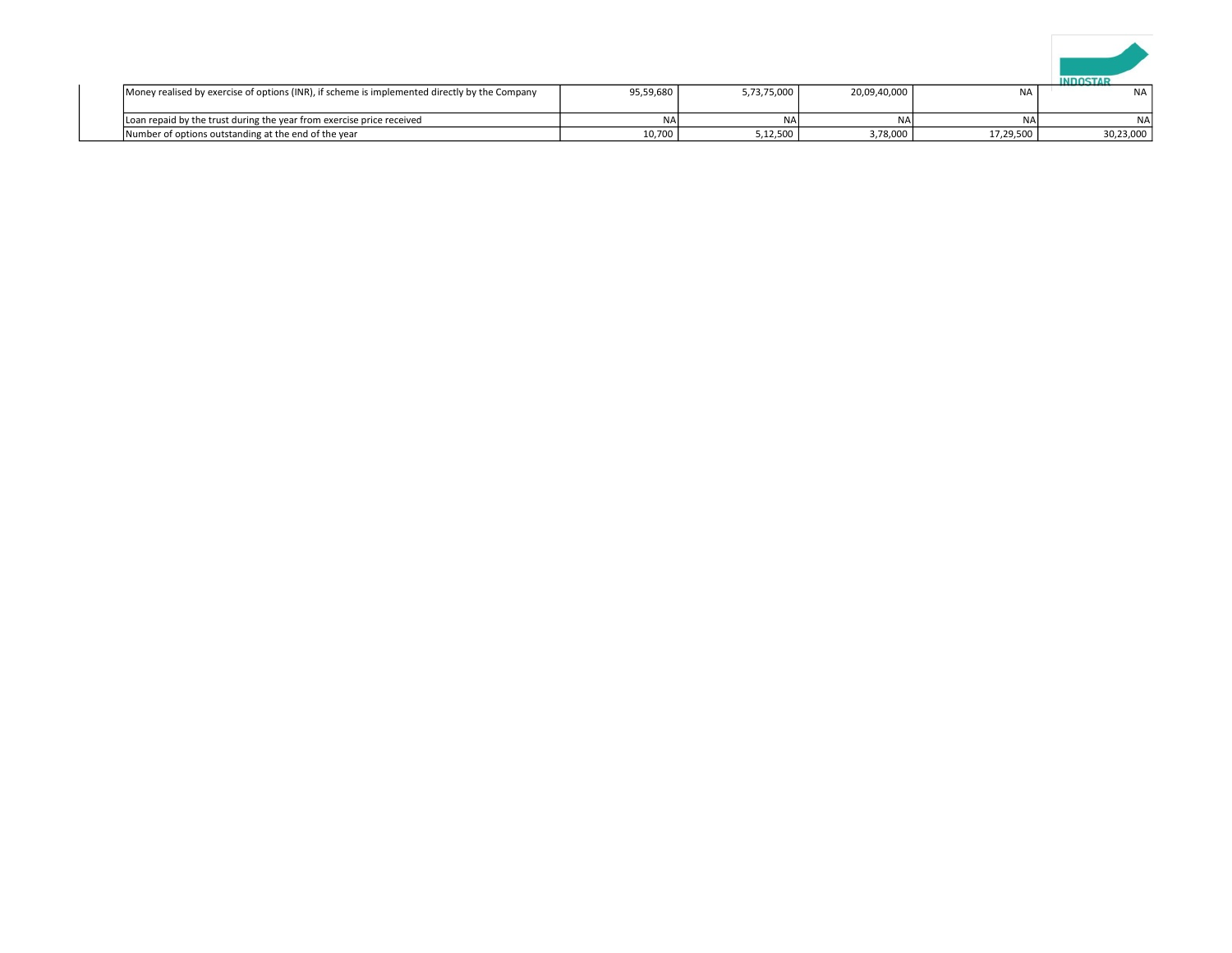| | | | | | |
|---|---|---|---|---|---|
| Money realised by exercise of options (INR), if scheme is implemented directly by the Company | 95,59,680 | 5,73,75,000 | 20,09,40,000 | NA | NA |
| Loan repaid by the trust during the year from exercise price received | NA | NA | NA | NA | NA |
| Number of options outstanding at the end of the year | 10,700 | 5,12,500 | 3,78,000 | 17,29,500 | 30,23,000 |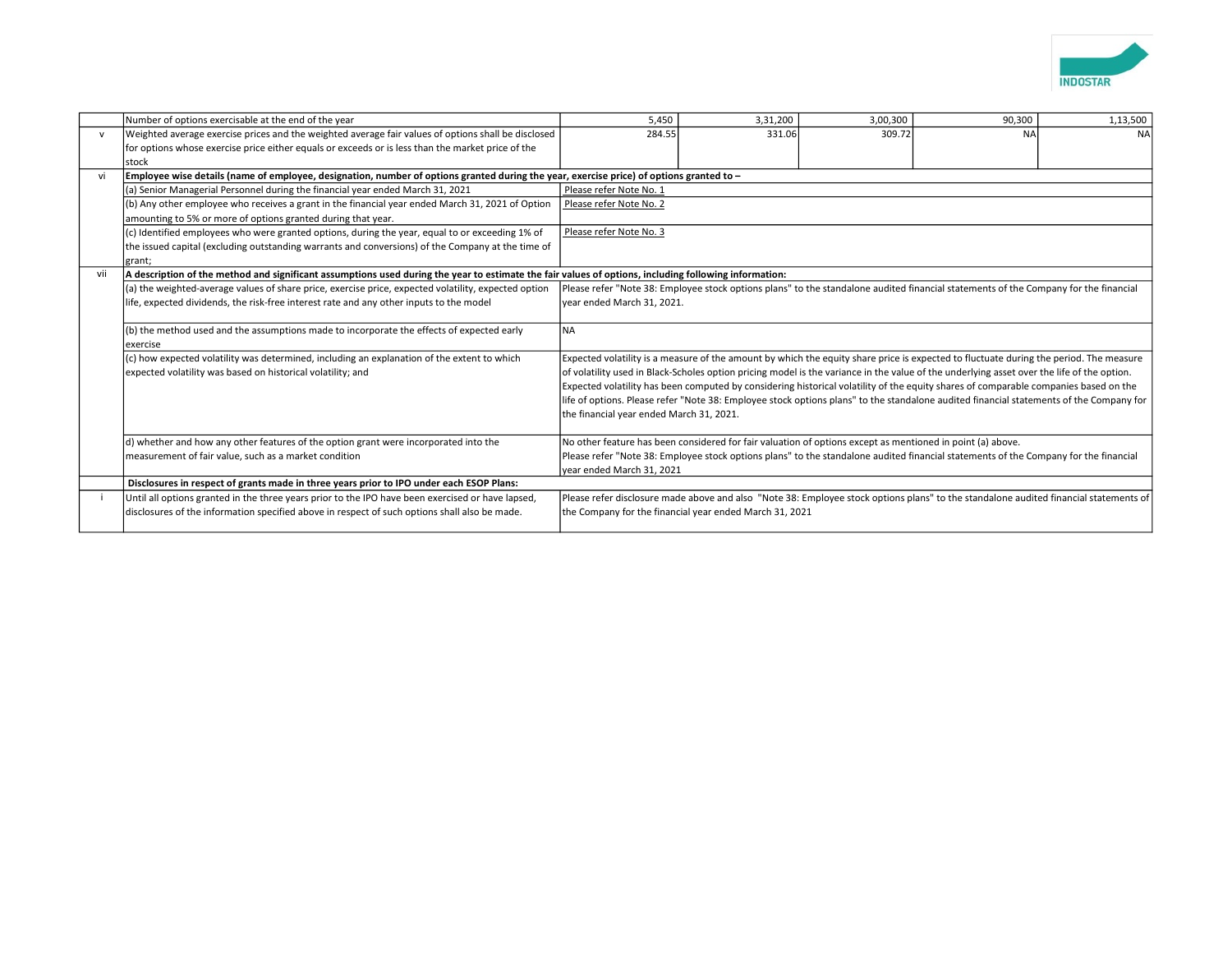| | | | | | | |
|---|---|---|---|---|---|---|
| | Number of options exercisable at the end of the year | 5,450 | 3,31,200 | 3,00,300 | 90,300 | 1,13,500 |
| v | Weighted average exercise prices and the weighted average fair values of options shall be disclosed for options whose exercise price either equals or exceeds or is less than the market price of the stock | 284.55 | 331.06 | 309.72 | NA | NA |
| vi | **Employee wise details (name of employee, designation, number of options granted during the year, exercise price) of options granted to –** | | | | | |
| | (a) Senior Managerial Personnel during the financial year ended March 31, 2021 | Please refer Note No. 1 | | | | |
| | (b) Any other employee who receives a grant in the financial year ended March 31, 2021 of Option amounting to 5% or more of options granted during that year. | Please refer Note No. 2 | | | | |
| | (c) Identified employees who were granted options, during the year, equal to or exceeding 1% of the issued capital (excluding outstanding warrants and conversions) of the Company at the time of grant; | Please refer Note No. 3 | | | | |
| vii | **A description of the method and significant assumptions used during the year to estimate the fair values of options, including following information:** | | | | | |
| | (a) the weighted-average values of share price, exercise price, expected volatility, expected option life, expected dividends, the risk-free interest rate and any other inputs to the model | Please refer "Note 38: Employee stock options plans" to the standalone audited financial statements of the Company for the financial year ended March 31, 2021. | | | | |
| | (b) the method used and the assumptions made to incorporate the effects of expected early exercise | NA | | | | |
| | (c) how expected volatility was determined, including an explanation of the extent to which expected volatility was based on historical volatility; and | Expected volatility is a measure of the amount by which the equity share price is expected to fluctuate during the period. The measure of volatility used in Black-Scholes option pricing model is the variance in the value of the underlying asset over the life of the option. Expected volatility has been computed by considering historical volatility of the equity shares of comparable companies based on the life of options. Please refer "Note 38: Employee stock options plans" to the standalone audited financial statements of the Company for the financial year ended March 31, 2021. | | | | |
| | d) whether and how any other features of the option grant were incorporated into the measurement of fair value, such as a market condition | No other feature has been considered for fair valuation of options except as mentioned in point (a) above. Please refer "Note 38: Employee stock options plans" to the standalone audited financial statements of the Company for the financial year ended March 31, 2021 | | | | |
| | **Disclosures in respect of grants made in three years prior to IPO under each ESOP Plans:** | | | | | |
| i | Until all options granted in the three years prior to the IPO have been exercised or have lapsed, disclosures of the information specified above in respect of such options shall also be made. | Please refer disclosure made above and also "Note 38: Employee stock options plans" to the standalone audited financial statements of the Company for the financial year ended March 31, 2021 | | | | |